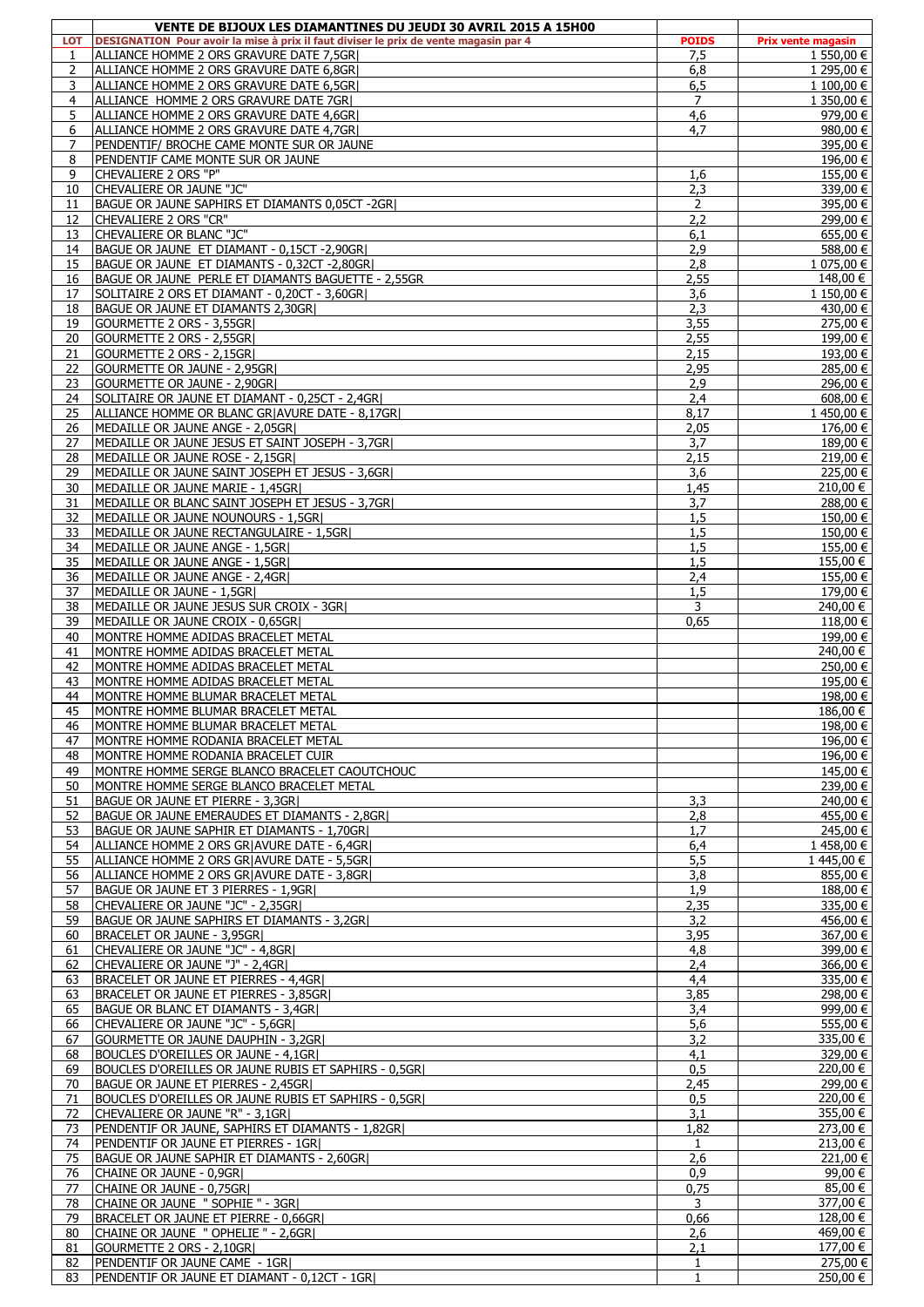| | VENTE DE BIJOUX LES DIAMANTINES DU JEUDI 30 AVRIL 2015 A 15H00 | | |
|---|---|---|---|
| LOT | DESIGNATION Pour avoir la mise à prix il faut diviser le prix de vente magasin par 4 | POIDS | Prix vente magasin |
| 1 | ALLIANCE HOMME 2 ORS GRAVURE DATE 7,5GR\| | 7,5 | 1 550,00 € |
| 2 | ALLIANCE HOMME 2 ORS GRAVURE DATE 6,8GR\| | 6,8 | 1 295,00 € |
| 3 | ALLIANCE HOMME 2 ORS GRAVURE DATE 6,5GR\| | 6,5 | 1 100,00 € |
| 4 | ALLIANCE HOMME 2 ORS GRAVURE DATE 7GR\| | 7 | 1 350,00 € |
| 5 | ALLIANCE HOMME 2 ORS GRAVURE DATE 4,6GR\| | 4,6 | 979,00 € |
| 6 | ALLIANCE HOMME 2 ORS GRAVURE DATE 4,7GR\| | 4,7 | 980,00 € |
| 7 | PENDENTIF/ BROCHE CAME MONTE SUR OR JAUNE | | 395,00 € |
| 8 | PENDENTIF CAME MONTE SUR OR JAUNE | | 196,00 € |
| 9 | CHEVALIERE 2 ORS "P" | 1,6 | 155,00 € |
| 10 | CHEVALIERE OR JAUNE "JC" | 2,3 | 339,00 € |
| 11 | BAGUE OR JAUNE SAPHIRS ET DIAMANTS 0,05CT -2GR\| | 2 | 395,00 € |
| 12 | CHEVALIERE 2 ORS "CR" | 2,2 | 299,00 € |
| 13 | CHEVALIERE OR BLANC "JC" | 6,1 | 655,00 € |
| 14 | BAGUE OR JAUNE ET DIAMANT - 0,15CT -2,90GR\| | 2,9 | 588,00 € |
| 15 | BAGUE OR JAUNE ET DIAMANTS - 0,32CT -2,80GR\| | 2,8 | 1 075,00 € |
| 16 | BAGUE OR JAUNE PERLE ET DIAMANTS BAGUETTE - 2,55GR | 2,55 | 148,00 € |
| 17 | SOLITAIRE 2 ORS ET DIAMANT - 0,20CT - 3,60GR\| | 3,6 | 1 150,00 € |
| 18 | BAGUE OR JAUNE ET DIAMANTS 2,30GR\| | 2,3 | 430,00 € |
| 19 | GOURMETTE 2 ORS - 3,55GR\| | 3,55 | 275,00 € |
| 20 | GOURMETTE 2 ORS - 2,55GR\| | 2,55 | 199,00 € |
| 21 | GOURMETTE 2 ORS - 2,15GR\| | 2,15 | 193,00 € |
| 22 | GOURMETTE OR JAUNE - 2,95GR\| | 2,95 | 285,00 € |
| 23 | GOURMETTE OR JAUNE - 2,90GR\| | 2,9 | 296,00 € |
| 24 | SOLITAIRE OR JAUNE ET DIAMANT - 0,25CT - 2,4GR\| | 2,4 | 608,00 € |
| 25 | ALLIANCE HOMME OR BLANC GR\|AVURE DATE - 8,17GR\| | 8,17 | 1 450,00 € |
| 26 | MEDAILLE OR JAUNE ANGE - 2,05GR\| | 2,05 | 176,00 € |
| 27 | MEDAILLE OR JAUNE JESUS ET SAINT JOSEPH - 3,7GR\| | 3,7 | 189,00 € |
| 28 | MEDAILLE OR JAUNE ROSE - 2,15GR\| | 2,15 | 219,00 € |
| 29 | MEDAILLE OR JAUNE SAINT JOSEPH ET JESUS - 3,6GR\| | 3,6 | 225,00 € |
| 30 | MEDAILLE OR JAUNE MARIE - 1,45GR\| | 1,45 | 210,00 € |
| 31 | MEDAILLE OR BLANC SAINT JOSEPH ET JESUS - 3,7GR\| | 3,7 | 288,00 € |
| 32 | MEDAILLE OR JAUNE NOUNOURS - 1,5GR\| | 1,5 | 150,00 € |
| 33 | MEDAILLE OR JAUNE RECTANGULAIRE - 1,5GR\| | 1,5 | 150,00 € |
| 34 | MEDAILLE OR JAUNE ANGE - 1,5GR\| | 1,5 | 155,00 € |
| 35 | MEDAILLE OR JAUNE ANGE - 1,5GR\| | 1,5 | 155,00 € |
| 36 | MEDAILLE OR JAUNE ANGE - 2,4GR\| | 2,4 | 155,00 € |
| 37 | MEDAILLE OR JAUNE - 1,5GR\| | 1,5 | 179,00 € |
| 38 | MEDAILLE OR JAUNE JESUS SUR CROIX - 3GR\| | 3 | 240,00 € |
| 39 | MEDAILLE OR JAUNE CROIX - 0,65GR\| | 0,65 | 118,00 € |
| 40 | MONTRE HOMME ADIDAS BRACELET METAL | | 199,00 € |
| 41 | MONTRE HOMME ADIDAS BRACELET METAL | | 240,00 € |
| 42 | MONTRE HOMME ADIDAS BRACELET METAL | | 250,00 € |
| 43 | MONTRE HOMME ADIDAS BRACELET METAL | | 195,00 € |
| 44 | MONTRE HOMME BLUMAR BRACELET METAL | | 198,00 € |
| 45 | MONTRE HOMME BLUMAR BRACELET METAL | | 186,00 € |
| 46 | MONTRE HOMME BLUMAR BRACELET METAL | | 198,00 € |
| 47 | MONTRE HOMME RODANIA BRACELET METAL | | 196,00 € |
| 48 | MONTRE HOMME RODANIA BRACELET CUIR | | 196,00 € |
| 49 | MONTRE HOMME SERGE BLANCO BRACELET CAOUTCHOUC | | 145,00 € |
| 50 | MONTRE HOMME SERGE BLANCO BRACELET METAL | | 239,00 € |
| 51 | BAGUE OR JAUNE ET PIERRE - 3,3GR\| | 3,3 | 240,00 € |
| 52 | BAGUE OR JAUNE EMERAUDES ET DIAMANTS - 2,8GR\| | 2,8 | 455,00 € |
| 53 | BAGUE OR JAUNE SAPHIR ET DIAMANTS - 1,70GR\| | 1,7 | 245,00 € |
| 54 | ALLIANCE HOMME 2 ORS GR\|AVURE DATE - 6,4GR\| | 6,4 | 1 458,00 € |
| 55 | ALLIANCE HOMME 2 ORS GR\|AVURE DATE - 5,5GR\| | 5,5 | 1 445,00 € |
| 56 | ALLIANCE HOMME 2 ORS GR\|AVURE DATE - 3,8GR\| | 3,8 | 855,00 € |
| 57 | BAGUE OR JAUNE ET 3 PIERRES - 1,9GR\| | 1,9 | 188,00 € |
| 58 | CHEVALIERE OR JAUNE "JC" - 2,35GR\| | 2,35 | 335,00 € |
| 59 | BAGUE OR JAUNE SAPHIRS ET DIAMANTS - 3,2GR\| | 3,2 | 456,00 € |
| 60 | BRACELET OR JAUNE - 3,95GR\| | 3,95 | 367,00 € |
| 61 | CHEVALIERE OR JAUNE "JC" - 4,8GR\| | 4,8 | 399,00 € |
| 62 | CHEVALIERE OR JAUNE "J" - 2,4GR\| | 2,4 | 366,00 € |
| 63 | BRACELET OR JAUNE ET PIERRES - 4,4GR\| | 4,4 | 335,00 € |
| 63 | BRACELET OR JAUNE ET PIERRES - 3,85GR\| | 3,85 | 298,00 € |
| 65 | BAGUE OR BLANC ET DIAMANTS - 3,4GR\| | 3,4 | 999,00 € |
| 66 | CHEVALIERE OR JAUNE "JC" - 5,6GR\| | 5,6 | 555,00 € |
| 67 | GOURMETTE OR JAUNE DAUPHIN - 3,2GR\| | 3,2 | 335,00 € |
| 68 | BOUCLES D'OREILLES OR JAUNE - 4,1GR\| | 4,1 | 329,00 € |
| 69 | BOUCLES D'OREILLES OR JAUNE RUBIS ET SAPHIRS - 0,5GR\| | 0,5 | 220,00 € |
| 70 | BAGUE OR JAUNE ET PIERRES - 2,45GR\| | 2,45 | 299,00 € |
| 71 | BOUCLES D'OREILLES OR JAUNE RUBIS ET SAPHIRS - 0,5GR\| | 0,5 | 220,00 € |
| 72 | CHEVALIERE OR JAUNE "R" - 3,1GR\| | 3,1 | 355,00 € |
| 73 | PENDENTIF OR JAUNE, SAPHIRS ET DIAMANTS - 1,82GR\| | 1,82 | 273,00 € |
| 74 | PENDENTIF OR JAUNE ET PIERRES - 1GR\| | 1 | 213,00 € |
| 75 | BAGUE OR JAUNE SAPHIR ET DIAMANTS - 2,60GR\| | 2,6 | 221,00 € |
| 76 | CHAINE OR JAUNE - 0,9GR\| | 0,9 | 99,00 € |
| 77 | CHAINE OR JAUNE - 0,75GR\| | 0,75 | 85,00 € |
| 78 | CHAINE OR JAUNE " SOPHIE " - 3GR\| | 3 | 377,00 € |
| 79 | BRACELET OR JAUNE ET PIERRE - 0,66GR\| | 0,66 | 128,00 € |
| 80 | CHAINE OR JAUNE " OPHELIE " - 2,6GR\| | 2,6 | 469,00 € |
| 81 | GOURMETTE 2 ORS - 2,10GR\| | 2,1 | 177,00 € |
| 82 | PENDENTIF OR JAUNE CAME - 1GR\| | 1 | 275,00 € |
| 83 | PENDENTIF OR JAUNE ET DIAMANT - 0,12CT - 1GR\| | 1 | 250,00 € |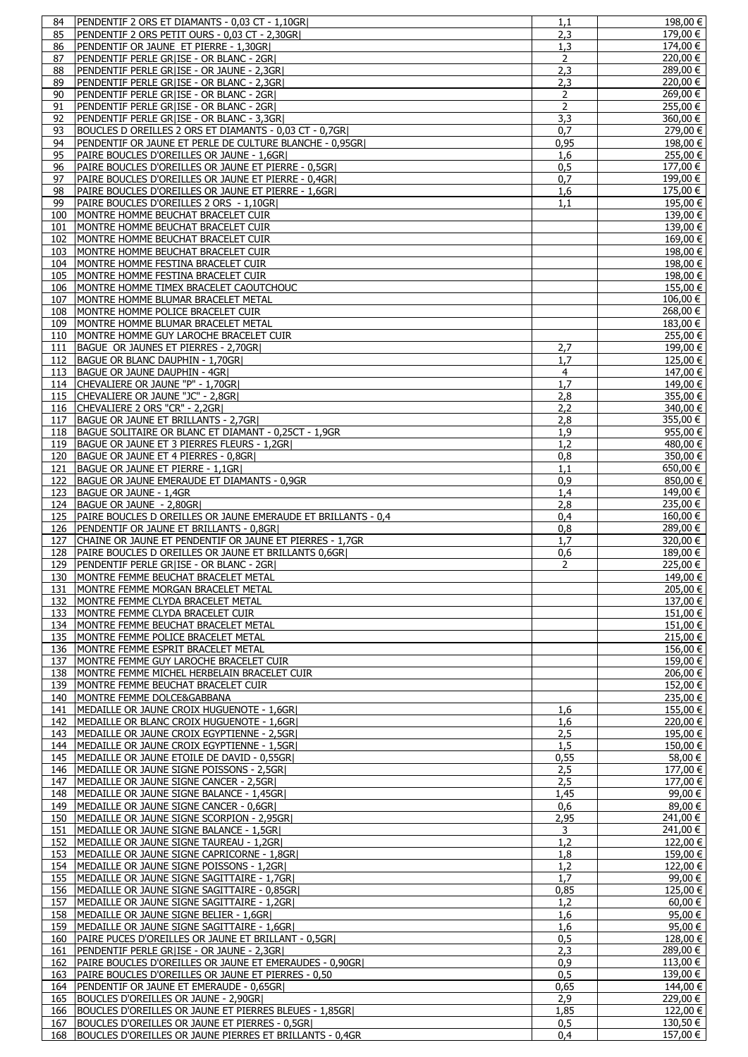| 84 | PENDENTIF 2 ORS ET DIAMANTS - 0,03 CT - 1,10GR\| | 1,1 | 198,00 € |
|---|---|---|---|
| 85 | PENDENTIF 2 ORS PETIT OURS - 0,03 CT - 2,30GR\| | 2,3 | 179,00 € |
| 86 | PENDENTIF OR JAUNE ET PIERRE - 1,30GR\| | 1,3 | 174,00 € |
| 87 | PENDENTIF PERLE GR\|ISE - OR BLANC - 2GR\| | 2 | 220,00 € |
| 88 | PENDENTIF PERLE GR\|ISE - OR JAUNE - 2,3GR\| | 2,3 | 289,00 € |
| 89 | PENDENTIF PERLE GR\|ISE - OR BLANC - 2,3GR\| | 2,3 | 220,00 € |
| 90 | PENDENTIF PERLE GR\|ISE - OR BLANC - 2GR\| | 2 | 269,00 € |
| 91 | PENDENTIF PERLE GR\|ISE - OR BLANC - 2GR\| | 2 | 255,00 € |
| 92 | PENDENTIF PERLE GR\|ISE - OR BLANC - 3,3GR\| | 3,3 | 360,00 € |
| 93 | BOUCLES D OREILLES 2 ORS ET DIAMANTS - 0,03 CT - 0,7GR\| | 0,7 | 279,00 € |
| 94 | PENDENTIF OR JAUNE ET PERLE DE CULTURE BLANCHE - 0,95GR\| | 0,95 | 198,00 € |
| 95 | PAIRE BOUCLES D'OREILLES OR JAUNE - 1,6GR\| | 1,6 | 255,00 € |
| 96 | PAIRE BOUCLES D'OREILLES OR JAUNE ET PIERRE - 0,5GR\| | 0,5 | 177,00 € |
| 97 | PAIRE BOUCLES D'OREILLES OR JAUNE ET PIERRE - 0,4GR\| | 0,7 | 199,00 € |
| 98 | PAIRE BOUCLES D'OREILLES OR JAUNE ET PIERRE - 1,6GR\| | 1,6 | 175,00 € |
| 99 | PAIRE BOUCLES D'OREILLES 2 ORS - 1,10GR\| | 1,1 | 195,00 € |
| 100 | MONTRE HOMME BEUCHAT BRACELET CUIR | | 139,00 € |
| 101 | MONTRE HOMME BEUCHAT BRACELET CUIR | | 139,00 € |
| 102 | MONTRE HOMME BEUCHAT BRACELET CUIR | | 169,00 € |
| 103 | MONTRE HOMME BEUCHAT BRACELET CUIR | | 198,00 € |
| 104 | MONTRE HOMME FESTINA BRACELET CUIR | | 198,00 € |
| 105 | MONTRE HOMME FESTINA BRACELET CUIR | | 198,00 € |
| 106 | MONTRE HOMME TIMEX BRACELET CAOUTCHOUC | | 155,00 € |
| 107 | MONTRE HOMME BLUMAR BRACELET METAL | | 106,00 € |
| 108 | MONTRE HOMME POLICE BRACELET CUIR | | 268,00 € |
| 109 | MONTRE HOMME BLUMAR BRACELET METAL | | 183,00 € |
| 110 | MONTRE HOMME GUY LAROCHE BRACELET CUIR | | 255,00 € |
| 111 | BAGUE OR JAUNES ET PIERRES - 2,70GR\| | 2,7 | 199,00 € |
| 112 | BAGUE OR BLANC DAUPHIN - 1,70GR\| | 1,7 | 125,00 € |
| 113 | BAGUE OR JAUNE DAUPHIN - 4GR\| | 4 | 147,00 € |
| 114 | CHEVALIERE OR JAUNE "P" - 1,70GR\| | 1,7 | 149,00 € |
| 115 | CHEVALIERE OR JAUNE "JC" - 2,8GR\| | 2,8 | 355,00 € |
| 116 | CHEVALIERE 2 ORS "CR" - 2,2GR\| | 2,2 | 340,00 € |
| 117 | BAGUE OR JAUNE ET BRILLANTS - 2,7GR\| | 2,8 | 355,00 € |
| 118 | BAGUE SOLITAIRE OR BLANC ET DIAMANT - 0,25CT - 1,9GR | 1,9 | 955,00 € |
| 119 | BAGUE OR JAUNE ET 3 PIERRES FLEURS - 1,2GR\| | 1,2 | 480,00 € |
| 120 | BAGUE OR JAUNE ET 4 PIERRES - 0,8GR\| | 0,8 | 350,00 € |
| 121 | BAGUE OR JAUNE ET PIERRE - 1,1GR\| | 1,1 | 650,00 € |
| 122 | BAGUE OR JAUNE EMERAUDE ET DIAMANTS - 0,9GR | 0,9 | 850,00 € |
| 123 | BAGUE OR JAUNE - 1,4GR | 1,4 | 149,00 € |
| 124 | BAGUE OR JAUNE - 2,80GR\| | 2,8 | 235,00 € |
| 125 | PAIRE BOUCLES D OREILLES OR JAUNE EMERAUDE ET BRILLANTS - 0,4 | 0,4 | 160,00 € |
| 126 | PENDENTIF OR JAUNE ET BRILLANTS - 0,8GR\| | 0,8 | 289,00 € |
| 127 | CHAINE OR JAUNE ET PENDENTIF OR JAUNE ET PIERRES - 1,7GR | 1,7 | 320,00 € |
| 128 | PAIRE BOUCLES D OREILLES OR JAUNE ET BRILLANTS 0,6GR\| | 0,6 | 189,00 € |
| 129 | PENDENTIF PERLE GR\|ISE - OR BLANC - 2GR\| | 2 | 225,00 € |
| 130 | MONTRE FEMME BEUCHAT BRACELET METAL | | 149,00 € |
| 131 | MONTRE FEMME MORGAN BRACELET METAL | | 205,00 € |
| 132 | MONTRE FEMME CLYDA BRACELET METAL | | 137,00 € |
| 133 | MONTRE FEMME CLYDA BRACELET CUIR | | 151,00 € |
| 134 | MONTRE FEMME BEUCHAT BRACELET METAL | | 151,00 € |
| 135 | MONTRE FEMME POLICE BRACELET METAL | | 215,00 € |
| 136 | MONTRE FEMME ESPRIT BRACELET METAL | | 156,00 € |
| 137 | MONTRE FEMME GUY LAROCHE BRACELET CUIR | | 159,00 € |
| 138 | MONTRE FEMME MICHEL HERBELAIN BRACELET CUIR | | 206,00 € |
| 139 | MONTRE FEMME BEUCHAT BRACELET CUIR | | 152,00 € |
| 140 | MONTRE FEMME DOLCE&GABBANA | | 235,00 € |
| 141 | MEDAILLE OR JAUNE CROIX HUGUENOTE - 1,6GR\| | 1,6 | 155,00 € |
| 142 | MEDAILLE OR BLANC CROIX HUGUENOTE - 1,6GR\| | 1,6 | 220,00 € |
| 143 | MEDAILLE OR JAUNE CROIX EGYPTIENNE - 2,5GR\| | 2,5 | 195,00 € |
| 144 | MEDAILLE OR JAUNE CROIX EGYPTIENNE - 1,5GR\| | 1,5 | 150,00 € |
| 145 | MEDAILLE OR JAUNE ETOILE DE DAVID - 0,55GR\| | 0,55 | 58,00 € |
| 146 | MEDAILLE OR JAUNE SIGNE POISSONS - 2,5GR\| | 2,5 | 177,00 € |
| 147 | MEDAILLE OR JAUNE SIGNE CANCER - 2,5GR\| | 2,5 | 177,00 € |
| 148 | MEDAILLE OR JAUNE SIGNE BALANCE - 1,45GR\| | 1,45 | 99,00 € |
| 149 | MEDAILLE OR JAUNE SIGNE CANCER - 0,6GR\| | 0,6 | 89,00 € |
| 150 | MEDAILLE OR JAUNE SIGNE SCORPION - 2,95GR\| | 2,95 | 241,00 € |
| 151 | MEDAILLE OR JAUNE SIGNE BALANCE - 1,5GR\| | 3 | 241,00 € |
| 152 | MEDAILLE OR JAUNE SIGNE TAUREAU - 1,2GR\| | 1,2 | 122,00 € |
| 153 | MEDAILLE OR JAUNE SIGNE CAPRICORNE - 1,8GR\| | 1,8 | 159,00 € |
| 154 | MEDAILLE OR JAUNE SIGNE POISSONS - 1,2GR\| | 1,2 | 122,00 € |
| 155 | MEDAILLE OR JAUNE SIGNE SAGITTAIRE - 1,7GR\| | 1,7 | 99,00 € |
| 156 | MEDAILLE OR JAUNE SIGNE SAGITTAIRE - 0,85GR\| | 0,85 | 125,00 € |
| 157 | MEDAILLE OR JAUNE SIGNE SAGITTAIRE - 1,2GR\| | 1,2 | 60,00 € |
| 158 | MEDAILLE OR JAUNE SIGNE BELIER - 1,6GR\| | 1,6 | 95,00 € |
| 159 | MEDAILLE OR JAUNE SIGNE SAGITTAIRE - 1,6GR\| | 1,6 | 95,00 € |
| 160 | PAIRE PUCES D'OREILLES OR JAUNE ET BRILLANT - 0,5GR\| | 0,5 | 128,00 € |
| 161 | PENDENTIF PERLE GR\|ISE - OR JAUNE - 2,3GR\| | 2,3 | 289,00 € |
| 162 | PAIRE BOUCLES D'OREILLES OR JAUNE ET EMERAUDES - 0,90GR\| | 0,9 | 113,00 € |
| 163 | PAIRE BOUCLES D'OREILLES OR JAUNE ET PIERRES - 0,50 | 0,5 | 139,00 € |
| 164 | PENDENTIF OR JAUNE ET EMERAUDE - 0,65GR\| | 0,65 | 144,00 € |
| 165 | BOUCLES D'OREILLES OR JAUNE - 2,90GR\| | 2,9 | 229,00 € |
| 166 | BOUCLES D'OREILLES OR JAUNE ET PIERRES BLEUES - 1,85GR\| | 1,85 | 122,00 € |
| 167 | BOUCLES D'OREILLES OR JAUNE ET PIERRES - 0,5GR\| | 0,5 | 130,50 € |
| 168 | BOUCLES D'OREILLES OR JAUNE PIERRES ET BRILLANTS - 0,4GR | 0,4 | 157,00 € |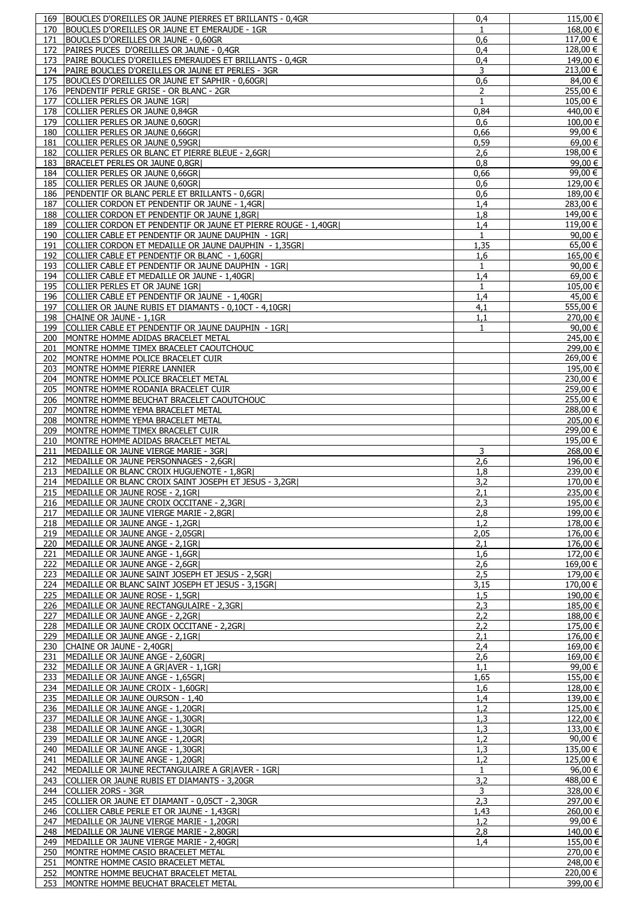| | | | |
|---|---|---|---|
| 169 | BOUCLES D'OREILLES OR JAUNE PIERRES ET BRILLANTS - 0,4GR | 0,4 | 115,00 € |
| 170 | BOUCLES D'OREILLES OR JAUNE ET EMERAUDE - 1GR | 1 | 168,00 € |
| 171 | BOUCLES D'OREILLES OR JAUNE - 0,60GR | 0,6 | 117,00 € |
| 172 | PAIRES PUCES D'OREILLES OR JAUNE - 0,4GR | 0,4 | 128,00 € |
| 173 | PAIRE BOUCLES D'OREILLES EMERAUDES ET BRILLANTS - 0,4GR | 0,4 | 149,00 € |
| 174 | PAIRE BOUCLES D'OREILLES OR JAUNE ET PERLES - 3GR | 3 | 213,00 € |
| 175 | BOUCLES D'OREILLES OR JAUNE ET SAPHIR - 0,60GR\| | 0,6 | 84,00 € |
| 176 | PENDENTIF PERLE GRISE - OR BLANC - 2GR | 2 | 255,00 € |
| 177 | COLLIER PERLES OR JAUNE 1GR\| | 1 | 105,00 € |
| 178 | COLLIER PERLES OR JAUNE 0,84GR | 0,84 | 440,00 € |
| 179 | COLLIER PERLES OR JAUNE 0,60GR\| | 0,6 | 100,00 € |
| 180 | COLLIER PERLES OR JAUNE 0,66GR\| | 0,66 | 99,00 € |
| 181 | COLLIER PERLES OR JAUNE 0,59GR\| | 0,59 | 69,00 € |
| 182 | COLLIER PERLES OR BLANC ET PIERRE BLEUE - 2,6GR\| | 2,6 | 198,00 € |
| 183 | BRACELET PERLES OR JAUNE 0,8GR\| | 0,8 | 99,00 € |
| 184 | COLLIER PERLES OR JAUNE 0,66GR\| | 0,66 | 99,00 € |
| 185 | COLLIER PERLES OR JAUNE 0,60GR\| | 0,6 | 129,00 € |
| 186 | PENDENTIF OR BLANC PERLE ET BRILLANTS - 0,6GR\| | 0,6 | 189,00 € |
| 187 | COLLIER CORDON ET PENDENTIF OR JAUNE - 1,4GR\| | 1,4 | 283,00 € |
| 188 | COLLIER CORDON ET PENDENTIF OR JAUNE 1,8GR\| | 1,8 | 149,00 € |
| 189 | COLLIER CORDON ET PENDENTIF OR JAUNE ET PIERRE ROUGE - 1,40GR\| | 1,4 | 119,00 € |
| 190 | COLLIER CABLE ET PENDENTIF OR JAUNE DAUPHIN - 1GR\| | 1 | 90,00 € |
| 191 | COLLIER CORDON ET MEDAILLE OR JAUNE DAUPHIN - 1,35GR\| | 1,35 | 65,00 € |
| 192 | COLLIER CABLE ET PENDENTIF OR BLANC - 1,60GR\| | 1,6 | 165,00 € |
| 193 | COLLIER CABLE ET PENDENTIF OR JAUNE DAUPHIN - 1GR\| | 1 | 90,00 € |
| 194 | COLLIER CABLE ET MEDAILLE OR JAUNE - 1,40GR\| | 1,4 | 69,00 € |
| 195 | COLLIER PERLES ET OR JAUNE 1GR\| | 1 | 105,00 € |
| 196 | COLLIER CABLE ET PENDENTIF OR JAUNE - 1,40GR\| | 1,4 | 45,00 € |
| 197 | COLLIER OR JAUNE RUBIS ET DIAMANTS - 0,10CT - 4,10GR\| | 4,1 | 555,00 € |
| 198 | CHAINE OR JAUNE - 1,1GR | 1,1 | 270,00 € |
| 199 | COLLIER CABLE ET PENDENTIF OR JAUNE DAUPHIN - 1GR\| | 1 | 90,00 € |
| 200 | MONTRE HOMME ADIDAS BRACELET METAL | | 245,00 € |
| 201 | MONTRE HOMME TIMEX BRACELET CAOUTCHOUC | | 299,00 € |
| 202 | MONTRE HOMME POLICE BRACELET CUIR | | 269,00 € |
| 203 | MONTRE HOMME PIERRE LANNIER | | 195,00 € |
| 204 | MONTRE HOMME POLICE BRACELET METAL | | 230,00 € |
| 205 | MONTRE HOMME RODANIA BRACELET CUIR | | 259,00 € |
| 206 | MONTRE HOMME BEUCHAT BRACELET CAOUTCHOUC | | 255,00 € |
| 207 | MONTRE HOMME YEMA BRACELET METAL | | 288,00 € |
| 208 | MONTRE HOMME YEMA BRACELET METAL | | 205,00 € |
| 209 | MONTRE HOMME TIMEX BRACELET CUIR | | 299,00 € |
| 210 | MONTRE HOMME ADIDAS BRACELET METAL | | 195,00 € |
| 211 | MEDAILLE OR JAUNE VIERGE MARIE - 3GR\| | 3 | 268,00 € |
| 212 | MEDAILLE OR JAUNE PERSONNAGES - 2,6GR\| | 2,6 | 196,00 € |
| 213 | MEDAILLE OR BLANC CROIX HUGUENOTE - 1,8GR\| | 1,8 | 239,00 € |
| 214 | MEDAILLE OR BLANC CROIX SAINT JOSEPH ET JESUS - 3,2GR\| | 3,2 | 170,00 € |
| 215 | MEDAILLE OR JAUNE ROSE - 2,1GR\| | 2,1 | 235,00 € |
| 216 | MEDAILLE OR JAUNE CROIX OCCITANE - 2,3GR\| | 2,3 | 195,00 € |
| 217 | MEDAILLE OR JAUNE VIERGE MARIE - 2,8GR\| | 2,8 | 199,00 € |
| 218 | MEDAILLE OR JAUNE ANGE - 1,2GR\| | 1,2 | 178,00 € |
| 219 | MEDAILLE OR JAUNE ANGE - 2,05GR\| | 2,05 | 176,00 € |
| 220 | MEDAILLE OR JAUNE ANGE - 2,1GR\| | 2,1 | 176,00 € |
| 221 | MEDAILLE OR JAUNE ANGE - 1,6GR\| | 1,6 | 172,00 € |
| 222 | MEDAILLE OR JAUNE ANGE - 2,6GR\| | 2,6 | 169,00 € |
| 223 | MEDAILLE OR JAUNE SAINT JOSEPH ET JESUS - 2,5GR\| | 2,5 | 179,00 € |
| 224 | MEDAILLE OR BLANC SAINT JOSEPH ET JESUS - 3,15GR\| | 3,15 | 170,00 € |
| 225 | MEDAILLE OR JAUNE ROSE - 1,5GR\| | 1,5 | 190,00 € |
| 226 | MEDAILLE OR JAUNE RECTANGULAIRE - 2,3GR\| | 2,3 | 185,00 € |
| 227 | MEDAILLE OR JAUNE ANGE - 2,2GR\| | 2,2 | 188,00 € |
| 228 | MEDAILLE OR JAUNE CROIX OCCITANE - 2,2GR\| | 2,2 | 175,00 € |
| 229 | MEDAILLE OR JAUNE ANGE - 2,1GR\| | 2,1 | 176,00 € |
| 230 | CHAINE OR JAUNE - 2,40GR\| | 2,4 | 169,00 € |
| 231 | MEDAILLE OR JAUNE ANGE - 2,60GR\| | 2,6 | 169,00 € |
| 232 | MEDAILLE OR JAUNE A GR\|AVER - 1,1GR\| | 1,1 | 99,00 € |
| 233 | MEDAILLE OR JAUNE ANGE - 1,65GR\| | 1,65 | 155,00 € |
| 234 | MEDAILLE OR JAUNE CROIX - 1,60GR\| | 1,6 | 128,00 € |
| 235 | MEDAILLE OR JAUNE OURSON - 1,40 | 1,4 | 139,00 € |
| 236 | MEDAILLE OR JAUNE ANGE - 1,20GR\| | 1,2 | 125,00 € |
| 237 | MEDAILLE OR JAUNE ANGE - 1,30GR\| | 1,3 | 122,00 € |
| 238 | MEDAILLE OR JAUNE ANGE - 1,30GR\| | 1,3 | 133,00 € |
| 239 | MEDAILLE OR JAUNE ANGE - 1,20GR\| | 1,2 | 90,00 € |
| 240 | MEDAILLE OR JAUNE ANGE - 1,30GR\| | 1,3 | 135,00 € |
| 241 | MEDAILLE OR JAUNE ANGE - 1,20GR\| | 1,2 | 125,00 € |
| 242 | MEDAILLE OR JAUNE RECTANGULAIRE A GR\|AVER - 1GR\| | 1 | 96,00 € |
| 243 | COLLIER OR JAUNE RUBIS ET DIAMANTS - 3,20GR | 3,2 | 488,00 € |
| 244 | COLLIER 2ORS - 3GR | 3 | 328,00 € |
| 245 | COLLIER OR JAUNE ET DIAMANT - 0,05CT - 2,30GR | 2,3 | 297,00 € |
| 246 | COLLIER CABLE PERLE ET OR JAUNE - 1,43GR\| | 1,43 | 260,00 € |
| 247 | MEDAILLE OR JAUNE VIERGE MARIE - 1,20GR\| | 1,2 | 99,00 € |
| 248 | MEDAILLE OR JAUNE VIERGE MARIE - 2,80GR\| | 2,8 | 140,00 € |
| 249 | MEDAILLE OR JAUNE VIERGE MARIE - 2,40GR\| | 1,4 | 155,00 € |
| 250 | MONTRE HOMME CASIO BRACELET METAL | | 270,00 € |
| 251 | MONTRE HOMME CASIO BRACELET METAL | | 248,00 € |
| 252 | MONTRE HOMME BEUCHAT BRACELET METAL | | 220,00 € |
| 253 | MONTRE HOMME BEUCHAT BRACELET METAL | | 399,00 € |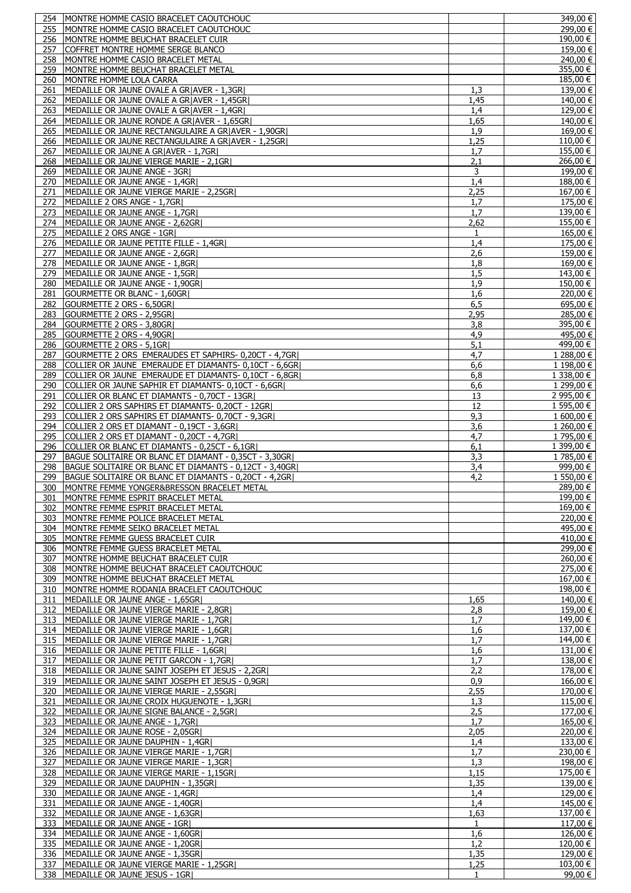| | | | |
|---|---|---|---|
| 254 | MONTRE HOMME CASIO BRACELET CAOUTCHOUC | | 349,00 € |
| 255 | MONTRE HOMME CASIO BRACELET CAOUTCHOUC | | 299,00 € |
| 256 | MONTRE HOMME BEUCHAT BRACELET CUIR | | 190,00 € |
| 257 | COFFRET MONTRE HOMME SERGE BLANCO | | 159,00 € |
| 258 | MONTRE HOMME CASIO BRACELET METAL | | 240,00 € |
| 259 | MONTRE HOMME BEUCHAT BRACELET METAL | | 355,00 € |
| 260 | MONTRE HOMME LOLA CARRA | | 185,00 € |
| 261 | MEDAILLE OR JAUNE OVALE A GR|AVER - 1,3GR| | 1,3 | 139,00 € |
| 262 | MEDAILLE OR JAUNE OVALE A GR|AVER - 1,45GR| | 1,45 | 140,00 € |
| 263 | MEDAILLE OR JAUNE OVALE A GR|AVER - 1,4GR| | 1,4 | 129,00 € |
| 264 | MEDAILLE OR JAUNE RONDE A GR|AVER - 1,65GR| | 1,65 | 140,00 € |
| 265 | MEDAILLE OR JAUNE RECTANGULAIRE A GR|AVER - 1,90GR| | 1,9 | 169,00 € |
| 266 | MEDAILLE OR JAUNE RECTANGULAIRE A GR|AVER - 1,25GR| | 1,25 | 110,00 € |
| 267 | MEDAILLE OR JAUNE A GR|AVER - 1,7GR| | 1,7 | 155,00 € |
| 268 | MEDAILLE OR JAUNE VIERGE MARIE - 2,1GR| | 2,1 | 266,00 € |
| 269 | MEDAILLE OR JAUNE ANGE - 3GR| | 3 | 199,00 € |
| 270 | MEDAILLE OR JAUNE ANGE - 1,4GR| | 1,4 | 188,00 € |
| 271 | MEDAILLE OR JAUNE VIERGE MARIE - 2,25GR| | 2,25 | 167,00 € |
| 272 | MEDAILLE 2 ORS ANGE - 1,7GR| | 1,7 | 175,00 € |
| 273 | MEDAILLE OR JAUNE ANGE - 1,7GR| | 1,7 | 139,00 € |
| 274 | MEDAILLE OR JAUNE ANGE - 2,62GR| | 2,62 | 155,00 € |
| 275 | MEDAILLE 2 ORS ANGE - 1GR| | 1 | 165,00 € |
| 276 | MEDAILLE OR JAUNE PETITE FILLE - 1,4GR| | 1,4 | 175,00 € |
| 277 | MEDAILLE OR JAUNE ANGE - 2,6GR| | 2,6 | 159,00 € |
| 278 | MEDAILLE OR JAUNE ANGE - 1,8GR| | 1,8 | 169,00 € |
| 279 | MEDAILLE OR JAUNE ANGE - 1,5GR| | 1,5 | 143,00 € |
| 280 | MEDAILLE OR JAUNE ANGE - 1,90GR| | 1,9 | 150,00 € |
| 281 | GOURMETTE OR BLANC - 1,60GR| | 1,6 | 220,00 € |
| 282 | GOURMETTE 2 ORS - 6,50GR| | 6,5 | 695,00 € |
| 283 | GOURMETTE 2 ORS - 2,95GR| | 2,95 | 285,00 € |
| 284 | GOURMETTE 2 ORS - 3,80GR| | 3,8 | 395,00 € |
| 285 | GOURMETTE 2 ORS - 4,90GR| | 4,9 | 495,00 € |
| 286 | GOURMETTE 2 ORS - 5,1GR| | 5,1 | 499,00 € |
| 287 | GOURMETTE 2 ORS EMERAUDES ET SAPHIRS- 0,20CT - 4,7GR| | 4,7 | 1 288,00 € |
| 288 | COLLIER OR JAUNE EMERAUDE ET DIAMANTS- 0,10CT - 6,6GR| | 6,6 | 1 198,00 € |
| 289 | COLLIER OR JAUNE EMERAUDE ET DIAMANTS- 0,10CT - 6,8GR| | 6,8 | 1 338,00 € |
| 290 | COLLIER OR JAUNE SAPHIR ET DIAMANTS- 0,10CT - 6,6GR| | 6,6 | 1 299,00 € |
| 291 | COLLIER OR BLANC ET DIAMANTS - 0,70CT - 13GR| | 13 | 2 995,00 € |
| 292 | COLLIER 2 ORS SAPHIRS ET DIAMANTS- 0,20CT - 12GR| | 12 | 1 595,00 € |
| 293 | COLLIER 2 ORS SAPHIRS ET DIAMANTS- 0,70CT - 9,3GR| | 9,3 | 1 600,00 € |
| 294 | COLLIER 2 ORS ET DIAMANT - 0,19CT - 3,6GR| | 3,6 | 1 260,00 € |
| 295 | COLLIER 2 ORS ET DIAMANT - 0,20CT - 4,7GR| | 4,7 | 1 795,00 € |
| 296 | COLLIER OR BLANC ET DIAMANTS - 0,25CT - 6,1GR| | 6,1 | 1 399,00 € |
| 297 | BAGUE SOLITAIRE OR BLANC ET DIAMANT - 0,35CT - 3,30GR| | 3,3 | 1 785,00 € |
| 298 | BAGUE SOLITAIRE OR BLANC ET DIAMANTS - 0,12CT - 3,40GR| | 3,4 | 999,00 € |
| 299 | BAGUE SOLITAIRE OR BLANC ET DIAMANTS - 0,20CT - 4,2GR| | 4,2 | 1 550,00 € |
| 300 | MONTRE FEMME YONGER&BRESSON BRACELET METAL | | 289,00 € |
| 301 | MONTRE FEMME ESPRIT BRACELET METAL | | 199,00 € |
| 302 | MONTRE FEMME ESPRIT BRACELET METAL | | 169,00 € |
| 303 | MONTRE FEMME POLICE BRACELET METAL | | 220,00 € |
| 304 | MONTRE FEMME SEIKO BRACELET METAL | | 495,00 € |
| 305 | MONTRE FEMME GUESS BRACELET CUIR | | 410,00 € |
| 306 | MONTRE FEMME GUESS BRACELET METAL | | 299,00 € |
| 307 | MONTRE HOMME BEUCHAT BRACELET CUIR | | 260,00 € |
| 308 | MONTRE HOMME BEUCHAT BRACELET CAOUTCHOUC | | 275,00 € |
| 309 | MONTRE HOMME BEUCHAT BRACELET METAL | | 167,00 € |
| 310 | MONTRE HOMME RODANIA BRACELET CAOUTCHOUC | | 198,00 € |
| 311 | MEDAILLE OR JAUNE ANGE - 1,65GR| | 1,65 | 140,00 € |
| 312 | MEDAILLE OR JAUNE VIERGE MARIE - 2,8GR| | 2,8 | 159,00 € |
| 313 | MEDAILLE OR JAUNE VIERGE MARIE - 1,7GR| | 1,7 | 149,00 € |
| 314 | MEDAILLE OR JAUNE VIERGE MARIE - 1,6GR| | 1,6 | 137,00 € |
| 315 | MEDAILLE OR JAUNE VIERGE MARIE - 1,7GR| | 1,7 | 144,00 € |
| 316 | MEDAILLE OR JAUNE PETITE FILLE - 1,6GR| | 1,6 | 131,00 € |
| 317 | MEDAILLE OR JAUNE PETIT GARCON - 1,7GR| | 1,7 | 138,00 € |
| 318 | MEDAILLE OR JAUNE SAINT JOSEPH ET JESUS - 2,2GR| | 2,2 | 178,00 € |
| 319 | MEDAILLE OR JAUNE SAINT JOSEPH ET JESUS - 0,9GR| | 0,9 | 166,00 € |
| 320 | MEDAILLE OR JAUNE VIERGE MARIE - 2,55GR| | 2,55 | 170,00 € |
| 321 | MEDAILLE OR JAUNE CROIX HUGUENOTE - 1,3GR| | 1,3 | 115,00 € |
| 322 | MEDAILLE OR JAUNE SIGNE BALANCE - 2,5GR| | 2,5 | 177,00 € |
| 323 | MEDAILLE OR JAUNE ANGE - 1,7GR| | 1,7 | 165,00 € |
| 324 | MEDAILLE OR JAUNE ROSE - 2,05GR| | 2,05 | 220,00 € |
| 325 | MEDAILLE OR JAUNE DAUPHIN - 1,4GR| | 1,4 | 133,00 € |
| 326 | MEDAILLE OR JAUNE VIERGE MARIE - 1,7GR| | 1,7 | 230,00 € |
| 327 | MEDAILLE OR JAUNE VIERGE MARIE - 1,3GR| | 1,3 | 198,00 € |
| 328 | MEDAILLE OR JAUNE VIERGE MARIE - 1,15GR| | 1,15 | 175,00 € |
| 329 | MEDAILLE OR JAUNE DAUPHIN - 1,35GR| | 1,35 | 139,00 € |
| 330 | MEDAILLE OR JAUNE ANGE - 1,4GR| | 1,4 | 129,00 € |
| 331 | MEDAILLE OR JAUNE ANGE - 1,40GR| | 1,4 | 145,00 € |
| 332 | MEDAILLE OR JAUNE ANGE - 1,63GR| | 1,63 | 137,00 € |
| 333 | MEDAILLE OR JAUNE ANGE - 1GR| | 1 | 117,00 € |
| 334 | MEDAILLE OR JAUNE ANGE - 1,60GR| | 1,6 | 126,00 € |
| 335 | MEDAILLE OR JAUNE ANGE - 1,20GR| | 1,2 | 120,00 € |
| 336 | MEDAILLE OR JAUNE ANGE - 1,35GR| | 1,35 | 129,00 € |
| 337 | MEDAILLE OR JAUNE VIERGE MARIE - 1,25GR| | 1,25 | 103,00 € |
| 338 | MEDAILLE OR JAUNE JESUS - 1GR| | 1 | 99,00 € |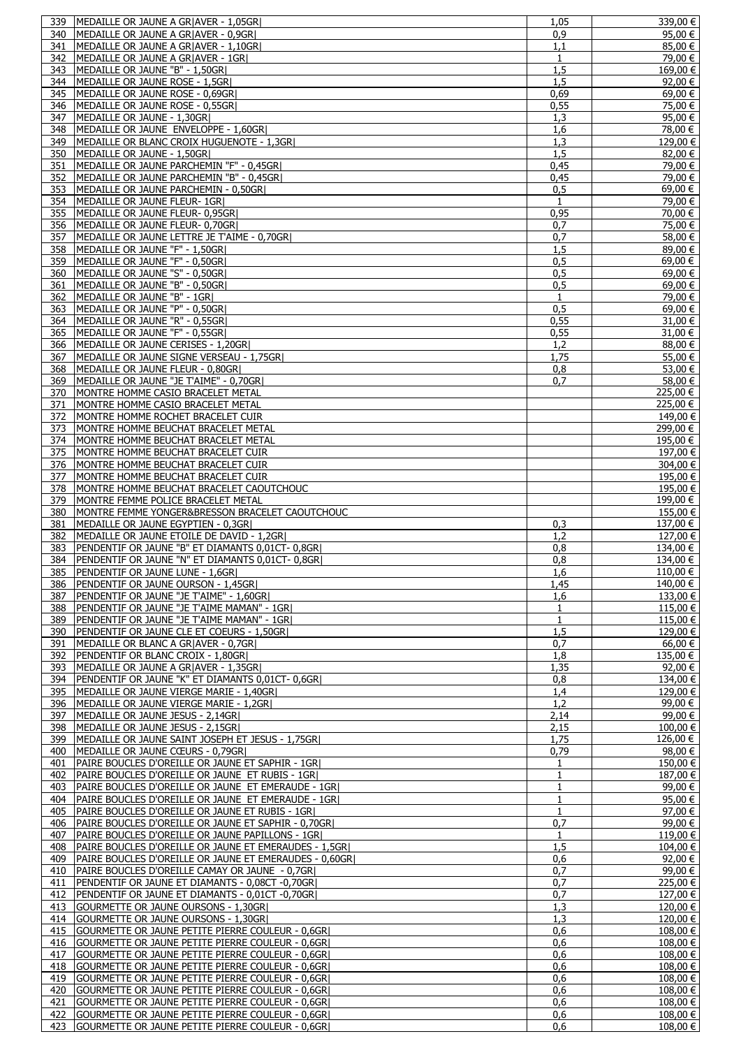| | | | |
|---|---|---|---|
| 339 | MEDAILLE OR JAUNE A GR\|AVER - 1,05GR\| | 1,05 | 339,00 € |
| 340 | MEDAILLE OR JAUNE A GR\|AVER - 0,9GR\| | 0,9 | 95,00 € |
| 341 | MEDAILLE OR JAUNE A GR\|AVER - 1,10GR\| | 1,1 | 85,00 € |
| 342 | MEDAILLE OR JAUNE A GR\|AVER - 1GR\| | 1 | 79,00 € |
| 343 | MEDAILLE OR JAUNE "B" - 1,50GR\| | 1,5 | 169,00 € |
| 344 | MEDAILLE OR JAUNE ROSE - 1,5GR\| | 1,5 | 92,00 € |
| 345 | MEDAILLE OR JAUNE ROSE - 0,69GR\| | 0,69 | 69,00 € |
| 346 | MEDAILLE OR JAUNE ROSE - 0,55GR\| | 0,55 | 75,00 € |
| 347 | MEDAILLE OR JAUNE - 1,30GR\| | 1,3 | 95,00 € |
| 348 | MEDAILLE OR JAUNE ENVELOPPE - 1,60GR\| | 1,6 | 78,00 € |
| 349 | MEDAILLE OR BLANC CROIX HUGUENOTE - 1,3GR\| | 1,3 | 129,00 € |
| 350 | MEDAILLE OR JAUNE - 1,50GR\| | 1,5 | 82,00 € |
| 351 | MEDAILLE OR JAUNE PARCHEMIN "F" - 0,45GR\| | 0,45 | 79,00 € |
| 352 | MEDAILLE OR JAUNE PARCHEMIN "B" - 0,45GR\| | 0,45 | 79,00 € |
| 353 | MEDAILLE OR JAUNE PARCHEMIN - 0,50GR\| | 0,5 | 69,00 € |
| 354 | MEDAILLE OR JAUNE FLEUR- 1GR\| | 1 | 79,00 € |
| 355 | MEDAILLE OR JAUNE FLEUR- 0,95GR\| | 0,95 | 70,00 € |
| 356 | MEDAILLE OR JAUNE FLEUR- 0,70GR\| | 0,7 | 75,00 € |
| 357 | MEDAILLE OR JAUNE LETTRE JE T'AIME - 0,70GR\| | 0,7 | 58,00 € |
| 358 | MEDAILLE OR JAUNE "F" - 1,50GR\| | 1,5 | 89,00 € |
| 359 | MEDAILLE OR JAUNE "F" - 0,50GR\| | 0,5 | 69,00 € |
| 360 | MEDAILLE OR JAUNE "S" - 0,50GR\| | 0,5 | 69,00 € |
| 361 | MEDAILLE OR JAUNE "B" - 0,50GR\| | 0,5 | 69,00 € |
| 362 | MEDAILLE OR JAUNE "B" - 1GR\| | 1 | 79,00 € |
| 363 | MEDAILLE OR JAUNE "P" - 0,50GR\| | 0,5 | 69,00 € |
| 364 | MEDAILLE OR JAUNE "R" - 0,55GR\| | 0,55 | 31,00 € |
| 365 | MEDAILLE OR JAUNE "F" - 0,55GR\| | 0,55 | 31,00 € |
| 366 | MEDAILLE OR JAUNE CERISES - 1,20GR\| | 1,2 | 88,00 € |
| 367 | MEDAILLE OR JAUNE SIGNE VERSEAU - 1,75GR\| | 1,75 | 55,00 € |
| 368 | MEDAILLE OR JAUNE FLEUR - 0,80GR\| | 0,8 | 53,00 € |
| 369 | MEDAILLE OR JAUNE "JE T'AIME" - 0,70GR\| | 0,7 | 58,00 € |
| 370 | MONTRE HOMME CASIO BRACELET METAL | | 225,00 € |
| 371 | MONTRE HOMME CASIO BRACELET METAL | | 225,00 € |
| 372 | MONTRE HOMME ROCHET BRACELET CUIR | | 149,00 € |
| 373 | MONTRE HOMME BEUCHAT BRACELET METAL | | 299,00 € |
| 374 | MONTRE HOMME BEUCHAT BRACELET METAL | | 195,00 € |
| 375 | MONTRE HOMME BEUCHAT BRACELET CUIR | | 197,00 € |
| 376 | MONTRE HOMME BEUCHAT BRACELET CUIR | | 304,00 € |
| 377 | MONTRE HOMME BEUCHAT BRACELET CUIR | | 195,00 € |
| 378 | MONTRE HOMME BEUCHAT BRACELET CAOUTCHOUC | | 195,00 € |
| 379 | MONTRE FEMME POLICE BRACELET METAL | | 199,00 € |
| 380 | MONTRE FEMME YONGER&BRESSON BRACELET CAOUTCHOUC | | 155,00 € |
| 381 | MEDAILLE OR JAUNE EGYPTIEN - 0,3GR\| | 0,3 | 137,00 € |
| 382 | MEDAILLE OR JAUNE ETOILE DE DAVID - 1,2GR\| | 1,2 | 127,00 € |
| 383 | PENDENTIF OR JAUNE "B" ET DIAMANTS 0,01CT- 0,8GR\| | 0,8 | 134,00 € |
| 384 | PENDENTIF OR JAUNE "N" ET DIAMANTS 0,01CT- 0,8GR\| | 0,8 | 134,00 € |
| 385 | PENDENTIF OR JAUNE LUNE - 1,6GR\| | 1,6 | 110,00 € |
| 386 | PENDENTIF OR JAUNE OURSON - 1,45GR\| | 1,45 | 140,00 € |
| 387 | PENDENTIF OR JAUNE "JE T'AIME" - 1,60GR\| | 1,6 | 133,00 € |
| 388 | PENDENTIF OR JAUNE "JE T'AIME MAMAN" - 1GR\| | 1 | 115,00 € |
| 389 | PENDENTIF OR JAUNE "JE T'AIME MAMAN" - 1GR\| | 1 | 115,00 € |
| 390 | PENDENTIF OR JAUNE CLE ET COEURS - 1,50GR\| | 1,5 | 129,00 € |
| 391 | MEDAILLE OR BLANC A GR\|AVER - 0,7GR\| | 0,7 | 66,00 € |
| 392 | PENDENTIF OR BLANC CROIX - 1,80GR\| | 1,8 | 135,00 € |
| 393 | MEDAILLE OR JAUNE A GR\|AVER - 1,35GR\| | 1,35 | 92,00 € |
| 394 | PENDENTIF OR JAUNE "K" ET DIAMANTS 0,01CT- 0,6GR\| | 0,8 | 134,00 € |
| 395 | MEDAILLE OR JAUNE VIERGE MARIE - 1,40GR\| | 1,4 | 129,00 € |
| 396 | MEDAILLE OR JAUNE VIERGE MARIE - 1,2GR\| | 1,2 | 99,00 € |
| 397 | MEDAILLE OR JAUNE JESUS - 2,14GR\| | 2,14 | 99,00 € |
| 398 | MEDAILLE OR JAUNE JESUS - 2,15GR\| | 2,15 | 100,00 € |
| 399 | MEDAILLE OR JAUNE SAINT JOSEPH ET JESUS - 1,75GR\| | 1,75 | 126,00 € |
| 400 | MEDAILLE OR JAUNE CŒURS - 0,79GR\| | 0,79 | 98,00 € |
| 401 | PAIRE BOUCLES D'OREILLE OR JAUNE ET SAPHIR - 1GR\| | 1 | 150,00 € |
| 402 | PAIRE BOUCLES D'OREILLE OR JAUNE ET RUBIS - 1GR\| | 1 | 187,00 € |
| 403 | PAIRE BOUCLES D'OREILLE OR JAUNE ET EMERAUDE - 1GR\| | 1 | 99,00 € |
| 404 | PAIRE BOUCLES D'OREILLE OR JAUNE ET EMERAUDE - 1GR\| | 1 | 95,00 € |
| 405 | PAIRE BOUCLES D'OREILLE OR JAUNE ET RUBIS - 1GR\| | 1 | 97,00 € |
| 406 | PAIRE BOUCLES D'OREILLE OR JAUNE ET SAPHIR - 0,70GR\| | 0,7 | 99,00 € |
| 407 | PAIRE BOUCLES D'OREILLE OR JAUNE PAPILLONS - 1GR\| | 1 | 119,00 € |
| 408 | PAIRE BOUCLES D'OREILLE OR JAUNE ET EMERAUDES - 1,5GR\| | 1,5 | 104,00 € |
| 409 | PAIRE BOUCLES D'OREILLE OR JAUNE ET EMERAUDES - 0,60GR\| | 0,6 | 92,00 € |
| 410 | PAIRE BOUCLES D'OREILLE CAMAY OR JAUNE - 0,7GR\| | 0,7 | 99,00 € |
| 411 | PENDENTIF OR JAUNE ET DIAMANTS - 0,08CT -0,70GR\| | 0,7 | 225,00 € |
| 412 | PENDENTIF OR JAUNE ET DIAMANTS - 0,01CT -0,70GR\| | 0,7 | 127,00 € |
| 413 | GOURMETTE OR JAUNE OURSONS - 1,30GR\| | 1,3 | 120,00 € |
| 414 | GOURMETTE OR JAUNE OURSONS - 1,30GR\| | 1,3 | 120,00 € |
| 415 | GOURMETTE OR JAUNE PETITE PIERRE COULEUR - 0,6GR\| | 0,6 | 108,00 € |
| 416 | GOURMETTE OR JAUNE PETITE PIERRE COULEUR - 0,6GR\| | 0,6 | 108,00 € |
| 417 | GOURMETTE OR JAUNE PETITE PIERRE COULEUR - 0,6GR\| | 0,6 | 108,00 € |
| 418 | GOURMETTE OR JAUNE PETITE PIERRE COULEUR - 0,6GR\| | 0,6 | 108,00 € |
| 419 | GOURMETTE OR JAUNE PETITE PIERRE COULEUR - 0,6GR\| | 0,6 | 108,00 € |
| 420 | GOURMETTE OR JAUNE PETITE PIERRE COULEUR - 0,6GR\| | 0,6 | 108,00 € |
| 421 | GOURMETTE OR JAUNE PETITE PIERRE COULEUR - 0,6GR\| | 0,6 | 108,00 € |
| 422 | GOURMETTE OR JAUNE PETITE PIERRE COULEUR - 0,6GR\| | 0,6 | 108,00 € |
| 423 | GOURMETTE OR JAUNE PETITE PIERRE COULEUR - 0,6GR\| | 0,6 | 108,00 € |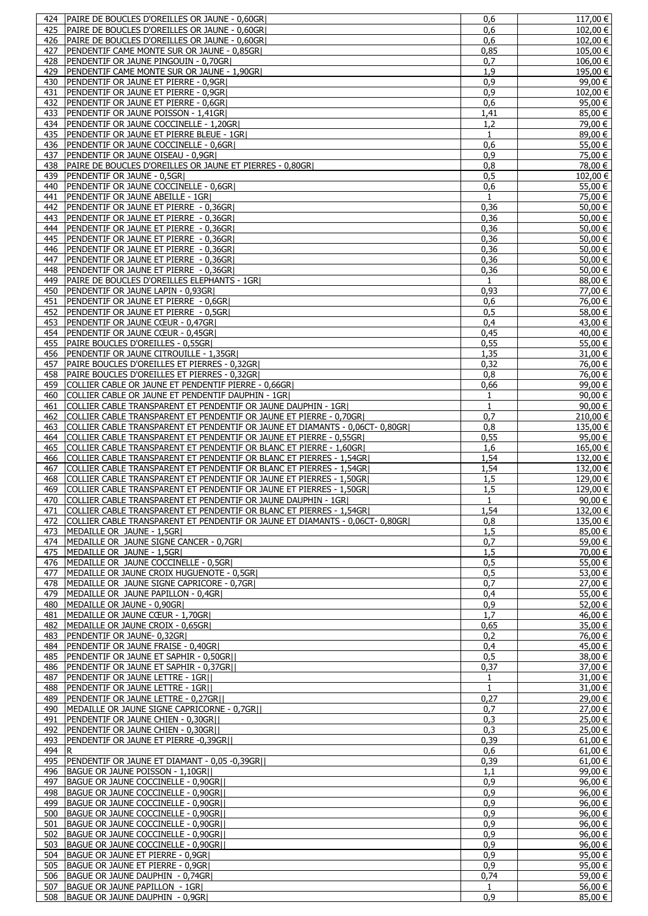| | | | |
|---|---|---|---|
| 424 | PAIRE DE BOUCLES D'OREILLES OR JAUNE - 0,60GR\| | 0,6 | 117,00 € |
| 425 | PAIRE DE BOUCLES D'OREILLES OR JAUNE - 0,60GR\| | 0,6 | 102,00 € |
| 426 | PAIRE DE BOUCLES D'OREILLES OR JAUNE - 0,60GR\| | 0,6 | 102,00 € |
| 427 | PENDENTIF CAME MONTE SUR OR JAUNE - 0,85GR\| | 0,85 | 105,00 € |
| 428 | PENDENTIF OR JAUNE PINGOUIN - 0,70GR\| | 0,7 | 106,00 € |
| 429 | PENDENTIF CAME MONTE SUR OR JAUNE - 1,90GR\| | 1,9 | 195,00 € |
| 430 | PENDENTIF OR JAUNE ET PIERRE - 0,9GR\| | 0,9 | 99,00 € |
| 431 | PENDENTIF OR JAUNE ET PIERRE - 0,9GR\| | 0,9 | 102,00 € |
| 432 | PENDENTIF OR JAUNE ET PIERRE - 0,6GR\| | 0,6 | 95,00 € |
| 433 | PENDENTIF OR JAUNE POISSON - 1,41GR\| | 1,41 | 85,00 € |
| 434 | PENDENTIF OR JAUNE COCCINELLE - 1,20GR\| | 1,2 | 79,00 € |
| 435 | PENDENTIF OR JAUNE ET PIERRE BLEUE - 1GR\| | 1 | 89,00 € |
| 436 | PENDENTIF OR JAUNE COCCINELLE - 0,6GR\| | 0,6 | 55,00 € |
| 437 | PENDENTIF OR JAUNE OISEAU - 0,9GR\| | 0,9 | 75,00 € |
| 438 | PAIRE DE BOUCLES D'OREILLES OR JAUNE ET PIERRES - 0,80GR\| | 0,8 | 78,00 € |
| 439 | PENDENTIF OR JAUNE - 0,5GR\| | 0,5 | 102,00 € |
| 440 | PENDENTIF OR JAUNE COCCINELLE - 0,6GR\| | 0,6 | 55,00 € |
| 441 | PENDENTIF OR JAUNE ABEILLE - 1GR\| | 1 | 75,00 € |
| 442 | PENDENTIF OR JAUNE ET PIERRE - 0,36GR\| | 0,36 | 50,00 € |
| 443 | PENDENTIF OR JAUNE ET PIERRE - 0,36GR\| | 0,36 | 50,00 € |
| 444 | PENDENTIF OR JAUNE ET PIERRE - 0,36GR\| | 0,36 | 50,00 € |
| 445 | PENDENTIF OR JAUNE ET PIERRE - 0,36GR\| | 0,36 | 50,00 € |
| 446 | PENDENTIF OR JAUNE ET PIERRE - 0,36GR\| | 0,36 | 50,00 € |
| 447 | PENDENTIF OR JAUNE ET PIERRE - 0,36GR\| | 0,36 | 50,00 € |
| 448 | PENDENTIF OR JAUNE ET PIERRE - 0,36GR\| | 0,36 | 50,00 € |
| 449 | PAIRE DE BOUCLES D'OREILLES ELEPHANTS - 1GR\| | 1 | 88,00 € |
| 450 | PENDENTIF OR JAUNE LAPIN - 0,93GR\| | 0,93 | 77,00 € |
| 451 | PENDENTIF OR JAUNE ET PIERRE - 0,6GR\| | 0,6 | 76,00 € |
| 452 | PENDENTIF OR JAUNE ET PIERRE - 0,5GR\| | 0,5 | 58,00 € |
| 453 | PENDENTIF OR JAUNE CŒUR - 0,47GR\| | 0,4 | 43,00 € |
| 454 | PENDENTIF OR JAUNE CŒUR - 0,45GR\| | 0,45 | 40,00 € |
| 455 | PAIRE BOUCLES D'OREILLES - 0,55GR\| | 0,55 | 55,00 € |
| 456 | PENDENTIF OR JAUNE CITROUILLE - 1,35GR\| | 1,35 | 31,00 € |
| 457 | PAIRE BOUCLES D'OREILLES ET PIERRES - 0,32GR\| | 0,32 | 76,00 € |
| 458 | PAIRE BOUCLES D'OREILLES ET PIERRES - 0,32GR\| | 0,8 | 76,00 € |
| 459 | COLLIER CABLE OR JAUNE ET PENDENTIF PIERRE - 0,66GR\| | 0,66 | 99,00 € |
| 460 | COLLIER CABLE OR JAUNE ET PENDENTIF DAUPHIN - 1GR\| | 1 | 90,00 € |
| 461 | COLLIER CABLE TRANSPARENT ET PENDENTIF OR JAUNE DAUPHIN - 1GR\| | 1 | 90,00 € |
| 462 | COLLIER CABLE TRANSPARENT ET PENDENTIF OR JAUNE ET PIERRE - 0,70GR\| | 0,7 | 210,00 € |
| 463 | COLLIER CABLE TRANSPARENT ET PENDENTIF OR JAUNE ET DIAMANTS - 0,06CT- 0,80GR\| | 0,8 | 135,00 € |
| 464 | COLLIER CABLE TRANSPARENT ET PENDENTIF OR JAUNE ET PIERRE - 0,55GR\| | 0,55 | 95,00 € |
| 465 | COLLIER CABLE TRANSPARENT ET PENDENTIF OR BLANC ET PIERRE - 1,60GR\| | 1,6 | 165,00 € |
| 466 | COLLIER CABLE TRANSPARENT ET PENDENTIF OR BLANC ET PIERRES - 1,54GR\| | 1,54 | 132,00 € |
| 467 | COLLIER CABLE TRANSPARENT ET PENDENTIF OR BLANC ET PIERRES - 1,54GR\| | 1,54 | 132,00 € |
| 468 | COLLIER CABLE TRANSPARENT ET PENDENTIF OR JAUNE ET PIERRES - 1,50GR\| | 1,5 | 129,00 € |
| 469 | COLLIER CABLE TRANSPARENT ET PENDENTIF OR JAUNE ET PIERRES - 1,50GR\| | 1,5 | 129,00 € |
| 470 | COLLIER CABLE TRANSPARENT ET PENDENTIF OR JAUNE DAUPHIN - 1GR\| | 1 | 90,00 € |
| 471 | COLLIER CABLE TRANSPARENT ET PENDENTIF OR BLANC ET PIERRES - 1,54GR\| | 1,54 | 132,00 € |
| 472 | COLLIER CABLE TRANSPARENT ET PENDENTIF OR JAUNE ET DIAMANTS - 0,06CT- 0,80GR\| | 0,8 | 135,00 € |
| 473 | MEDAILLE OR JAUNE - 1,5GR\| | 1,5 | 85,00 € |
| 474 | MEDAILLE OR JAUNE SIGNE CANCER - 0,7GR\| | 0,7 | 59,00 € |
| 475 | MEDAILLE OR JAUNE - 1,5GR\| | 1,5 | 70,00 € |
| 476 | MEDAILLE OR JAUNE COCCINELLE - 0,5GR\| | 0,5 | 55,00 € |
| 477 | MEDAILLE OR JAUNE CROIX HUGUENOTE - 0,5GR\| | 0,5 | 53,00 € |
| 478 | MEDAILLE OR JAUNE SIGNE CAPRICORE - 0,7GR\| | 0,7 | 27,00 € |
| 479 | MEDAILLE OR JAUNE PAPILLON - 0,4GR\| | 0,4 | 55,00 € |
| 480 | MEDAILLE OR JAUNE - 0,90GR\| | 0,9 | 52,00 € |
| 481 | MEDAILLE OR JAUNE CŒUR - 1,70GR\| | 1,7 | 46,00 € |
| 482 | MEDAILLE OR JAUNE CROIX - 0,65GR\| | 0,65 | 35,00 € |
| 483 | PENDENTIF OR JAUNE- 0,32GR\| | 0,2 | 76,00 € |
| 484 | PENDENTIF OR JAUNE FRAISE - 0,40GR\| | 0,4 | 45,00 € |
| 485 | PENDENTIF OR JAUNE ET SAPHIR - 0,50GR\|\| | 0,5 | 38,00 € |
| 486 | PENDENTIF OR JAUNE ET SAPHIR - 0,37GR\|\| | 0,37 | 37,00 € |
| 487 | PENDENTIF OR JAUNE LETTRE - 1GR\|\| | 1 | 31,00 € |
| 488 | PENDENTIF OR JAUNE LETTRE - 1GR\|\| | 1 | 31,00 € |
| 489 | PENDENTIF OR JAUNE LETTRE - 0,27GR\|\| | 0,27 | 29,00 € |
| 490 | MEDAILLE OR JAUNE SIGNE CAPRICORNE - 0,7GR\|\| | 0,7 | 27,00 € |
| 491 | PENDENTIF OR JAUNE CHIEN - 0,30GR\|\| | 0,3 | 25,00 € |
| 492 | PENDENTIF OR JAUNE CHIEN - 0,30GR\|\| | 0,3 | 25,00 € |
| 493 | PENDENTIF OR JAUNE ET PIERRE -0,39GR\|\| | 0,39 | 61,00 € |
| 494 | R | 0,6 | 61,00 € |
| 495 | PENDENTIF OR JAUNE ET DIAMANT - 0,05 -0,39GR\|\| | 0,39 | 61,00 € |
| 496 | BAGUE OR JAUNE POISSON - 1,10GR\|\| | 1,1 | 99,00 € |
| 497 | BAGUE OR JAUNE COCCINELLE - 0,90GR\|\| | 0,9 | 96,00 € |
| 498 | BAGUE OR JAUNE COCCINELLE - 0,90GR\|\| | 0,9 | 96,00 € |
| 499 | BAGUE OR JAUNE COCCINELLE - 0,90GR\|\| | 0,9 | 96,00 € |
| 500 | BAGUE OR JAUNE COCCINELLE - 0,90GR\|\| | 0,9 | 96,00 € |
| 501 | BAGUE OR JAUNE COCCINELLE - 0,90GR\|\| | 0,9 | 96,00 € |
| 502 | BAGUE OR JAUNE COCCINELLE - 0,90GR\|\| | 0,9 | 96,00 € |
| 503 | BAGUE OR JAUNE COCCINELLE - 0,90GR\|\| | 0,9 | 96,00 € |
| 504 | BAGUE OR JAUNE ET PIERRE - 0,9GR\| | 0,9 | 95,00 € |
| 505 | BAGUE OR JAUNE ET PIERRE - 0,9GR\| | 0,9 | 95,00 € |
| 506 | BAGUE OR JAUNE DAUPHIN - 0,74GR\| | 0,74 | 59,00 € |
| 507 | BAGUE OR JAUNE PAPILLON - 1GR\| | 1 | 56,00 € |
| 508 | BAGUE OR JAUNE DAUPHIN - 0,9GR\| | 0,9 | 85,00 € |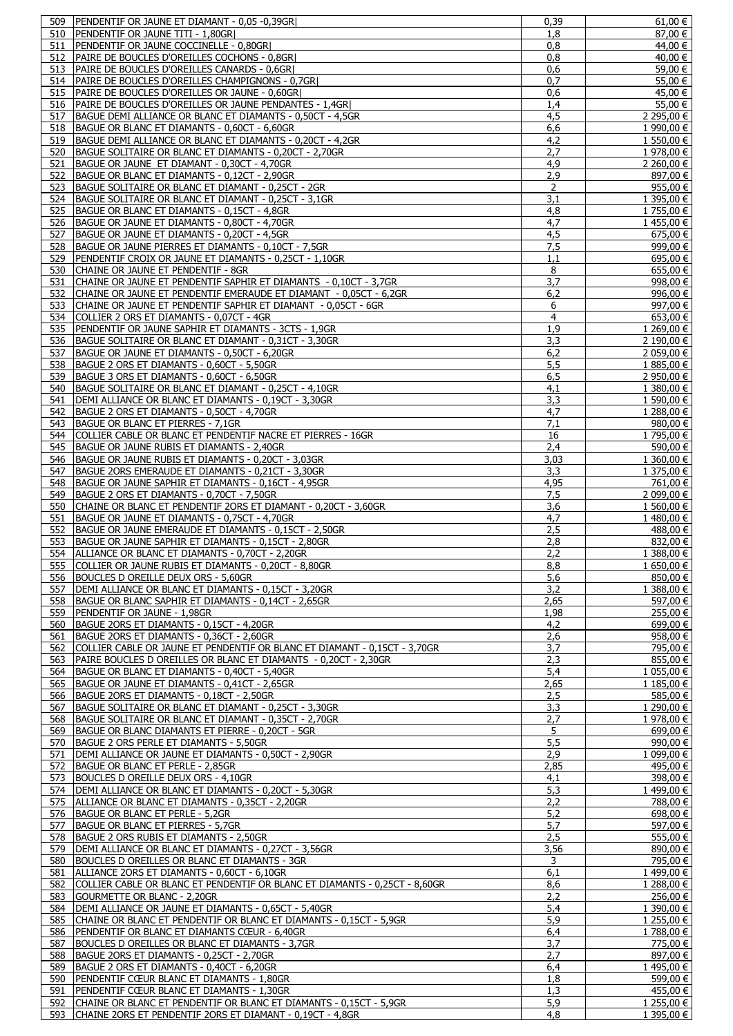| | | | |
|---|---|---|---|
| 509 | PENDENTIF OR JAUNE ET DIAMANT - 0,05 -0,39GR\| | 0,39 | 61,00 € |
| 510 | PENDENTIF OR JAUNE TITI - 1,80GR\| | 1,8 | 87,00 € |
| 511 | PENDENTIF OR JAUNE COCCINELLE - 0,80GR\| | 0,8 | 44,00 € |
| 512 | PAIRE DE BOUCLES D'OREILLES COCHONS - 0,8GR\| | 0,8 | 40,00 € |
| 513 | PAIRE DE BOUCLES D'OREILLES CANARDS - 0,6GR\| | 0,6 | 59,00 € |
| 514 | PAIRE DE BOUCLES D'OREILLES CHAMPIGNONS - 0,7GR\| | 0,7 | 55,00 € |
| 515 | PAIRE DE BOUCLES D'OREILLES OR JAUNE - 0,60GR\| | 0,6 | 45,00 € |
| 516 | PAIRE DE BOUCLES D'OREILLES OR JAUNE PENDANTES - 1,4GR\| | 1,4 | 55,00 € |
| 517 | BAGUE DEMI ALLIANCE OR BLANC ET DIAMANTS - 0,50CT - 4,5GR | 4,5 | 2 295,00 € |
| 518 | BAGUE OR BLANC ET DIAMANTS - 0,60CT - 6,60GR | 6,6 | 1 990,00 € |
| 519 | BAGUE DEMI ALLIANCE OR BLANC ET DIAMANTS - 0,20CT - 4,2GR | 4,2 | 1 550,00 € |
| 520 | BAGUE SOLITAIRE OR BLANC ET DIAMANTS - 0,20CT - 2,70GR | 2,7 | 1 978,00 € |
| 521 | BAGUE OR JAUNE ET DIAMANT - 0,30CT - 4,70GR | 4,9 | 2 260,00 € |
| 522 | BAGUE OR BLANC ET DIAMANTS - 0,12CT - 2,90GR | 2,9 | 897,00 € |
| 523 | BAGUE SOLITAIRE OR BLANC ET DIAMANT - 0,25CT - 2GR | 2 | 955,00 € |
| 524 | BAGUE SOLITAIRE OR BLANC ET DIAMANT - 0,25CT - 3,1GR | 3,1 | 1 395,00 € |
| 525 | BAGUE OR BLANC ET DIAMANTS - 0,15CT - 4,8GR | 4,8 | 1 755,00 € |
| 526 | BAGUE OR JAUNE ET DIAMANTS - 0,80CT - 4,70GR | 4,7 | 1 455,00 € |
| 527 | BAGUE OR JAUNE ET DIAMANTS - 0,20CT - 4,5GR | 4,5 | 675,00 € |
| 528 | BAGUE OR JAUNE PIERRES ET DIAMANTS - 0,10CT - 7,5GR | 7,5 | 999,00 € |
| 529 | PENDENTIF CROIX OR JAUNE ET DIAMANTS - 0,25CT - 1,10GR | 1,1 | 695,00 € |
| 530 | CHAINE OR JAUNE ET PENDENTIF - 8GR | 8 | 655,00 € |
| 531 | CHAINE OR JAUNE ET PENDENTIF SAPHIR ET DIAMANTS - 0,10CT - 3,7GR | 3,7 | 998,00 € |
| 532 | CHAINE OR JAUNE ET PENDENTIF EMERAUDE ET DIAMANT - 0,05CT - 6,2GR | 6,2 | 996,00 € |
| 533 | CHAINE OR JAUNE ET PENDENTIF SAPHIR ET DIAMANT - 0,05CT - 6GR | 6 | 997,00 € |
| 534 | COLLIER 2 ORS ET DIAMANTS - 0,07CT - 4GR | 4 | 653,00 € |
| 535 | PENDENTIF OR JAUNE SAPHIR ET DIAMANTS - 3CTS - 1,9GR | 1,9 | 1 269,00 € |
| 536 | BAGUE SOLITAIRE OR BLANC ET DIAMANT - 0,31CT - 3,30GR | 3,3 | 2 190,00 € |
| 537 | BAGUE OR JAUNE ET DIAMANTS - 0,50CT - 6,20GR | 6,2 | 2 059,00 € |
| 538 | BAGUE 2 ORS ET DIAMANTS - 0,60CT - 5,50GR | 5,5 | 1 885,00 € |
| 539 | BAGUE 3 ORS ET DIAMANTS - 0,60CT - 6,50GR | 6,5 | 2 950,00 € |
| 540 | BAGUE SOLITAIRE OR BLANC ET DIAMANT - 0,25CT - 4,10GR | 4,1 | 1 380,00 € |
| 541 | DEMI ALLIANCE OR BLANC ET DIAMANTS - 0,19CT - 3,30GR | 3,3 | 1 590,00 € |
| 542 | BAGUE 2 ORS ET DIAMANTS - 0,50CT - 4,70GR | 4,7 | 1 288,00 € |
| 543 | BAGUE OR BLANC ET PIERRES - 7,1GR | 7,1 | 980,00 € |
| 544 | COLLIER CABLE OR BLANC ET PENDENTIF NACRE ET PIERRES - 16GR | 16 | 1 795,00 € |
| 545 | BAGUE OR JAUNE RUBIS ET DIAMANTS - 2,40GR | 2,4 | 590,00 € |
| 546 | BAGUE OR JAUNE RUBIS ET DIAMANTS - 0,20CT - 3,03GR | 3,03 | 1 360,00 € |
| 547 | BAGUE 2ORS EMERAUDE ET DIAMANTS - 0,21CT - 3,30GR | 3,3 | 1 375,00 € |
| 548 | BAGUE OR JAUNE SAPHIR ET DIAMANTS - 0,16CT - 4,95GR | 4,95 | 761,00 € |
| 549 | BAGUE 2 ORS ET DIAMANTS - 0,70CT - 7,50GR | 7,5 | 2 099,00 € |
| 550 | CHAINE OR BLANC ET PENDENTIF 2ORS ET DIAMANT - 0,20CT - 3,60GR | 3,6 | 1 560,00 € |
| 551 | BAGUE OR JAUNE ET DIAMANTS - 0,75CT - 4,70GR | 4,7 | 1 480,00 € |
| 552 | BAGUE OR JAUNE EMERAUDE ET DIAMANTS - 0,15CT - 2,50GR | 2,5 | 488,00 € |
| 553 | BAGUE OR JAUNE SAPHIR ET DIAMANTS - 0,15CT - 2,80GR | 2,8 | 832,00 € |
| 554 | ALLIANCE OR BLANC ET DIAMANTS - 0,70CT - 2,20GR | 2,2 | 1 388,00 € |
| 555 | COLLIER OR JAUNE RUBIS ET DIAMANTS - 0,20CT - 8,80GR | 8,8 | 1 650,00 € |
| 556 | BOUCLES D OREILLE DEUX ORS - 5,60GR | 5,6 | 850,00 € |
| 557 | DEMI ALLIANCE OR BLANC ET DIAMANTS - 0,15CT - 3,20GR | 3,2 | 1 388,00 € |
| 558 | BAGUE OR BLANC SAPHIR ET DIAMANTS - 0,14CT - 2,65GR | 2,65 | 597,00 € |
| 559 | PENDENTIF OR JAUNE - 1,98GR | 1,98 | 255,00 € |
| 560 | BAGUE 2ORS ET DIAMANTS - 0,15CT - 4,20GR | 4,2 | 699,00 € |
| 561 | BAGUE 2ORS ET DIAMANTS - 0,36CT - 2,60GR | 2,6 | 958,00 € |
| 562 | COLLIER CABLE OR JAUNE ET PENDENTIF OR BLANC ET DIAMANT - 0,15CT - 3,70GR | 3,7 | 795,00 € |
| 563 | PAIRE BOUCLES D OREILLES OR BLANC ET DIAMANTS - 0,20CT - 2,30GR | 2,3 | 855,00 € |
| 564 | BAGUE OR BLANC ET DIAMANTS - 0,40CT - 5,40GR | 5,4 | 1 055,00 € |
| 565 | BAGUE OR JAUNE ET DIAMANTS - 0,41CT - 2,65GR | 2,65 | 1 185,00 € |
| 566 | BAGUE 2ORS ET DIAMANTS - 0,18CT - 2,50GR | 2,5 | 585,00 € |
| 567 | BAGUE SOLITAIRE OR BLANC ET DIAMANT - 0,25CT - 3,30GR | 3,3 | 1 290,00 € |
| 568 | BAGUE SOLITAIRE OR BLANC ET DIAMANT - 0,35CT - 2,70GR | 2,7 | 1 978,00 € |
| 569 | BAGUE OR BLANC DIAMANTS ET PIERRE - 0,20CT - 5GR | 5 | 699,00 € |
| 570 | BAGUE 2 ORS PERLE ET DIAMANTS - 5,50GR | 5,5 | 990,00 € |
| 571 | DEMI ALLIANCE OR JAUNE ET DIAMANTS - 0,50CT - 2,90GR | 2,9 | 1 099,00 € |
| 572 | BAGUE OR BLANC ET PERLE - 2,85GR | 2,85 | 495,00 € |
| 573 | BOUCLES D OREILLE DEUX ORS - 4,10GR | 4,1 | 398,00 € |
| 574 | DEMI ALLIANCE OR BLANC ET DIAMANTS - 0,20CT - 5,30GR | 5,3 | 1 499,00 € |
| 575 | ALLIANCE OR BLANC ET DIAMANTS - 0,35CT - 2,20GR | 2,2 | 788,00 € |
| 576 | BAGUE OR BLANC ET PERLE - 5,2GR | 5,2 | 698,00 € |
| 577 | BAGUE OR BLANC ET PIERRES - 5,7GR | 5,7 | 597,00 € |
| 578 | BAGUE 2 ORS RUBIS ET DIAMANTS - 2,50GR | 2,5 | 555,00 € |
| 579 | DEMI ALLIANCE OR BLANC ET DIAMANTS - 0,27CT - 3,56GR | 3,56 | 890,00 € |
| 580 | BOUCLES D OREILLES OR BLANC ET DIAMANTS - 3GR | 3 | 795,00 € |
| 581 | ALLIANCE 2ORS ET DIAMANTS - 0,60CT - 6,10GR | 6,1 | 1 499,00 € |
| 582 | COLLIER CABLE OR BLANC ET PENDENTIF OR BLANC ET DIAMANTS - 0,25CT - 8,60GR | 8,6 | 1 288,00 € |
| 583 | GOURMETTE OR BLANC - 2,20GR | 2,2 | 256,00 € |
| 584 | DEMI ALLIANCE OR JAUNE ET DIAMANTS - 0,65CT - 5,40GR | 5,4 | 1 390,00 € |
| 585 | CHAINE OR BLANC ET PENDENTIF OR BLANC ET DIAMANTS - 0,15CT - 5,9GR | 5,9 | 1 255,00 € |
| 586 | PENDENTIF OR BLANC ET DIAMANTS CŒUR - 6,40GR | 6,4 | 1 788,00 € |
| 587 | BOUCLES D OREILLES OR BLANC ET DIAMANTS - 3,7GR | 3,7 | 775,00 € |
| 588 | BAGUE 2ORS ET DIAMANTS - 0,25CT - 2,70GR | 2,7 | 897,00 € |
| 589 | BAGUE 2 ORS ET DIAMANTS - 0,40CT - 6,20GR | 6,4 | 1 495,00 € |
| 590 | PENDENTIF CŒUR BLANC ET DIAMANTS - 1,80GR | 1,8 | 599,00 € |
| 591 | PENDENTIF CŒUR BLANC ET DIAMANTS - 1,30GR | 1,3 | 455,00 € |
| 592 | CHAINE OR BLANC ET PENDENTIF OR BLANC ET DIAMANTS - 0,15CT - 5,9GR | 5,9 | 1 255,00 € |
| 593 | CHAINE 2ORS ET PENDENTIF 2ORS ET DIAMANT - 0,19CT - 4,8GR | 4,8 | 1 395,00 € |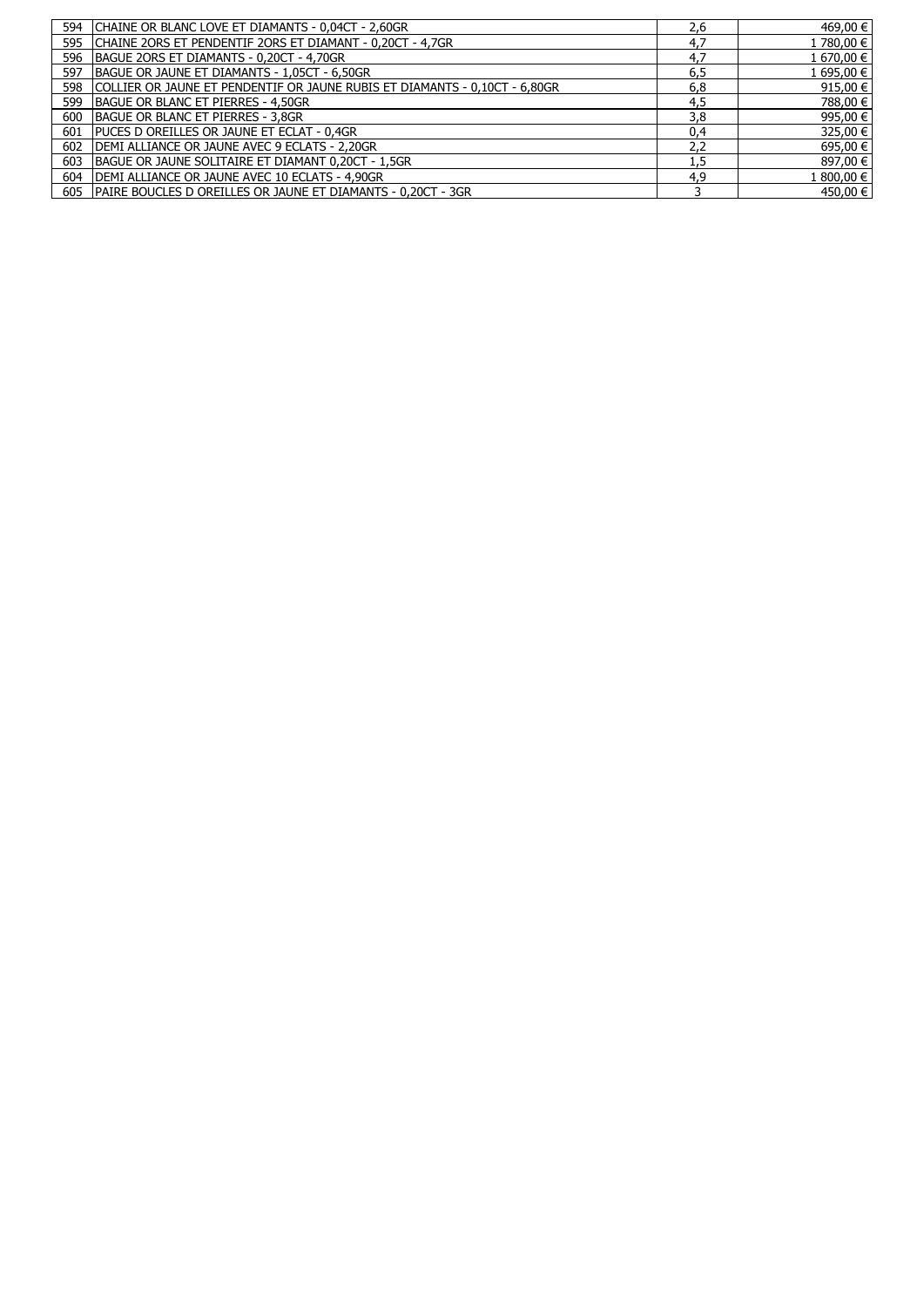| | | | |
|---|---|---|---|
| 594 | CHAINE OR BLANC LOVE ET DIAMANTS - 0,04CT - 2,60GR | 2,6 | 469,00 € |
| 595 | CHAINE 2ORS ET PENDENTIF 2ORS ET DIAMANT - 0,20CT - 4,7GR | 4,7 | 1 780,00 € |
| 596 | BAGUE 2ORS ET DIAMANTS - 0,20CT - 4,70GR | 4,7 | 1 670,00 € |
| 597 | BAGUE OR JAUNE ET DIAMANTS - 1,05CT - 6,50GR | 6,5 | 1 695,00 € |
| 598 | COLLIER OR JAUNE ET PENDENTIF OR JAUNE RUBIS ET DIAMANTS - 0,10CT - 6,80GR | 6,8 | 915,00 € |
| 599 | BAGUE OR BLANC ET PIERRES - 4,50GR | 4,5 | 788,00 € |
| 600 | BAGUE OR BLANC ET PIERRES - 3,8GR | 3,8 | 995,00 € |
| 601 | PUCES D OREILLES OR JAUNE ET ECLAT - 0,4GR | 0,4 | 325,00 € |
| 602 | DEMI ALLIANCE OR JAUNE AVEC 9 ECLATS - 2,20GR | 2,2 | 695,00 € |
| 603 | BAGUE OR JAUNE SOLITAIRE ET DIAMANT 0,20CT - 1,5GR | 1,5 | 897,00 € |
| 604 | DEMI ALLIANCE OR JAUNE AVEC 10 ECLATS - 4,90GR | 4,9 | 1 800,00 € |
| 605 | PAIRE BOUCLES D OREILLES OR JAUNE ET DIAMANTS - 0,20CT - 3GR | 3 | 450,00 € |